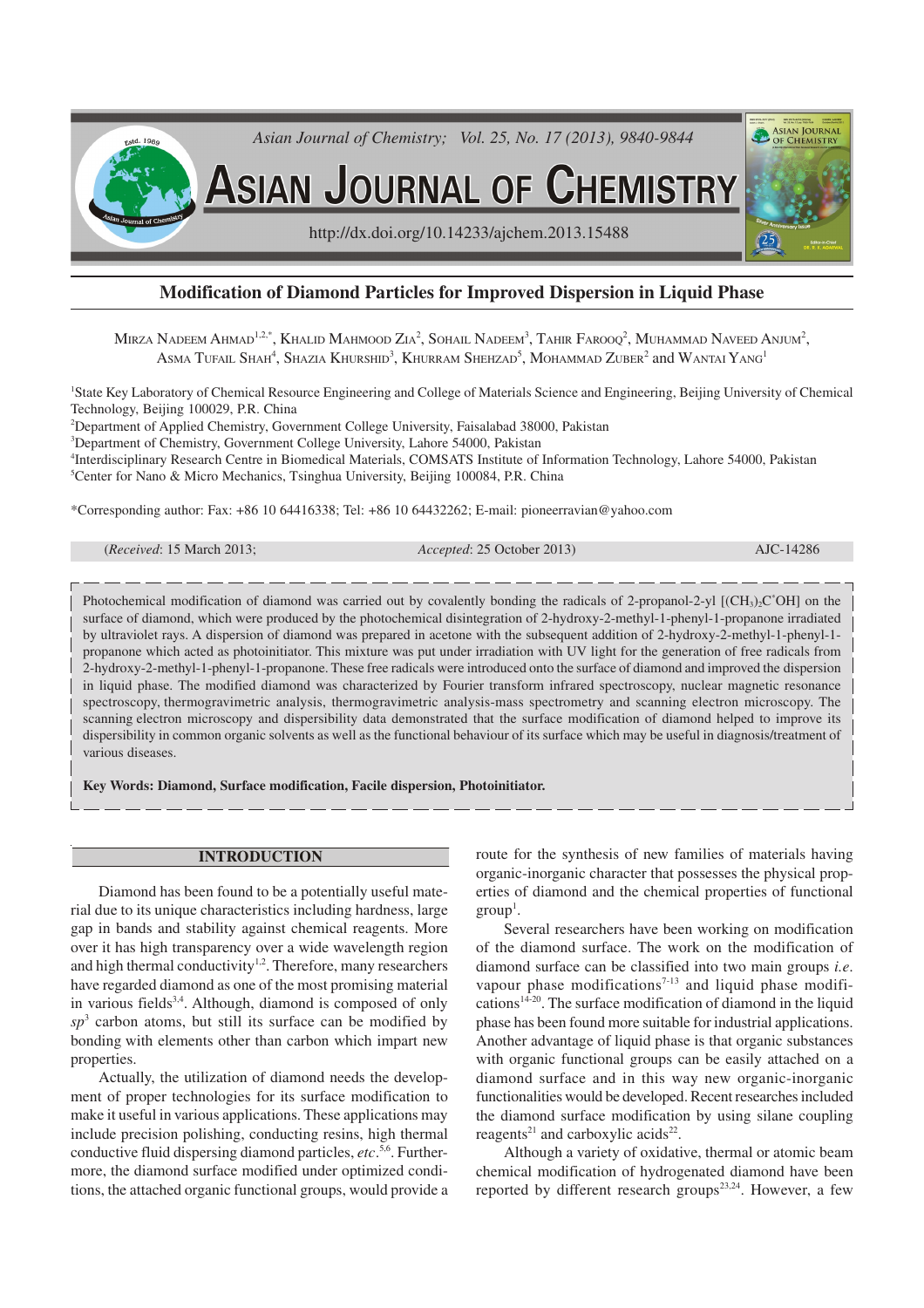# Modification of Diamond Particles for Improved Dispersion in Liquid Phase

Mirza Nadeem Ahmad[1,2,*], Khalid Mahmood Zia[2], Sohail Nadeem[3], Tahir Farooq[2], Muhammad Naveed Anjum[2], Asma Tufail Shah[4], Shazia Khurshid[3], Khurram Shehzad[5], Mohammad Zuber[2] and Wantai Yang[1]

[1]State Key Laboratory of Chemical Resource Engineering and College of Materials Science and Engineering, Beijing University of Chemical Technology, Beijing 100029, P.R. China

[2]Department of Applied Chemistry, Government College University, Faisalabad 38000, Pakistan

[3]Department of Chemistry, Government College University, Lahore 54000, Pakistan

[4]Interdisciplinary Research Centre in Biomedical Materials, COMSATS Institute of Information Technology, Lahore 54000, Pakistan

[5]Center for Nano & Micro Mechanics, Tsinghua University, Beijing 100084, P.R. China

*Corresponding author: Fax: +86 10 64416338; Tel: +86 10 64432262; E-mail: pioneerravian@yahoo.com

(*Received*: 15 March 2013; *Accepted*: 25 October 2013) AJC-14286

Photochemical modification of diamond was carried out by covalently bonding the radicals of 2-propanol-2-yl [$(CH_3)_2C^*OH$] on the surface of diamond, which were produced by the photochemical disintegration of 2-hydroxy-2-methyl-1-phenyl-1-propanone irradiated by ultraviolet rays. A dispersion of diamond was prepared in acetone with the subsequent addition of 2-hydroxy-2-methyl-1-phenyl-1-propanone which acted as photoinitiator. This mixture was put under irradiation with UV light for the generation of free radicals from 2-hydroxy-2-methyl-1-phenyl-1-propanone. These free radicals were introduced onto the surface of diamond and improved the dispersion in liquid phase. The modified diamond was characterized by Fourier transform infrared spectroscopy, nuclear magnetic resonance spectroscopy, thermogravimetric analysis, thermogravimetric analysis-mass spectrometry and scanning electron microscopy. The scanning electron microscopy and dispersibility data demonstrated that the surface modification of diamond helped to improve its dispersibility in common organic solvents as well as the functional behaviour of its surface which may be useful in diagnosis/treatment of various diseases.

**Key Words: Diamond, Surface modification, Facile dispersion, Photoinitiator.**

## INTRODUCTION

Diamond has been found to be a potentially useful material due to its unique characteristics including hardness, large gap in bands and stability against chemical reagents. More over it has high transparency over a wide wavelength region and high thermal conductivity[1,2]. Therefore, many researchers have regarded diamond as one of the most promising material in various fields[3,4]. Although, diamond is composed of only $sp^3$ carbon atoms, but still its surface can be modified by bonding with elements other than carbon which impart new properties.

Actually, the utilization of diamond needs the development of proper technologies for its surface modification to make it useful in various applications. These applications may include precision polishing, conducting resins, high thermal conductive fluid dispersing diamond particles, *etc*.[5,6]. Furthermore, the diamond surface modified under optimized conditions, the attached organic functional groups, would provide a route for the synthesis of new families of materials having organic-inorganic character that possesses the physical properties of diamond and the chemical properties of functional group[1].

Several researchers have been working on modification of the diamond surface. The work on the modification of diamond surface can be classified into two main groups *i.e.* vapour phase modifications[7-13] and liquid phase modifications[14-20]. The surface modification of diamond in the liquid phase has been found more suitable for industrial applications. Another advantage of liquid phase is that organic substances with organic functional groups can be easily attached on a diamond surface and in this way new organic-inorganic functionalities would be developed. Recent researches included the diamond surface modification by using silane coupling reagents[21] and carboxylic acids[22].

Although a variety of oxidative, thermal or atomic beam chemical modification of hydrogenated diamond have been reported by different research groups[23,24]. However, a few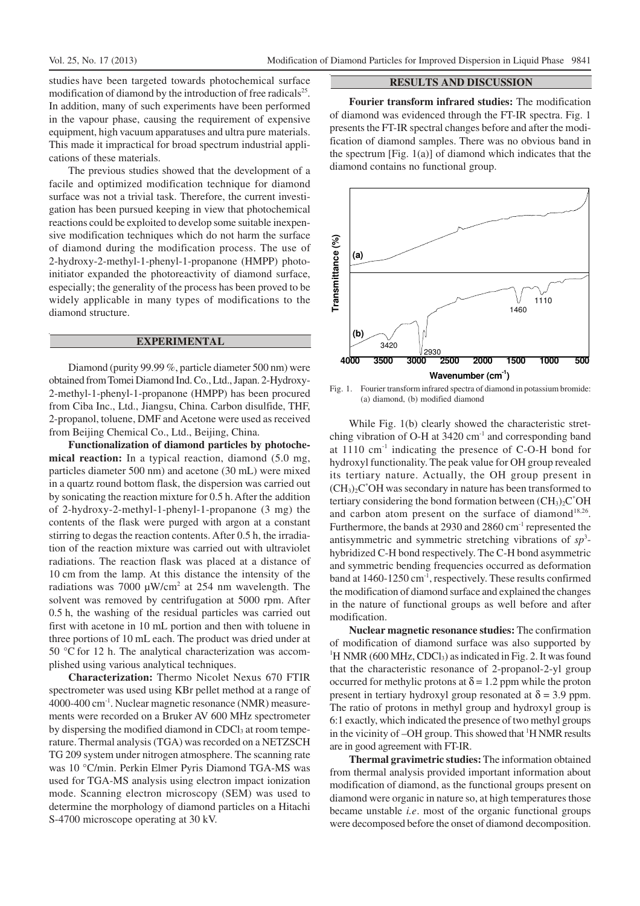studies have been targeted towards photochemical surface modification of diamond by the introduction of free radicals[25]. In addition, many of such experiments have been performed in the vapour phase, causing the requirement of expensive equipment, high vacuum apparatuses and ultra pure materials. This made it impractical for broad spectrum industrial applications of these materials.

The previous studies showed that the development of a facile and optimized modification technique for diamond surface was not a trivial task. Therefore, the current investigation has been pursued keeping in view that photochemical reactions could be exploited to develop some suitable inexpensive modification techniques which do not harm the surface of diamond during the modification process. The use of 2-hydroxy-2-methyl-1-phenyl-1-propanone (HMPP) photoinitiator expanded the photoreactivity of diamond surface, especially; the generality of the process has been proved to be widely applicable in many types of modifications to the diamond structure.

## EXPERIMENTAL

Diamond (purity 99.99 %, particle diameter 500 nm) were obtained from Tomei Diamond Ind. Co., Ltd., Japan. 2-Hydroxy-2-methyl-1-phenyl-1-propanone (HMPP) has been procured from Ciba Inc., Ltd., Jiangsu, China. Carbon disulfide, THF, 2-propanol, toluene, DMF and Acetone were used as received from Beijing Chemical Co., Ltd., Beijing, China.

**Functionalization of diamond particles by photochemical reaction:** In a typical reaction, diamond (5.0 mg, particles diameter 500 nm) and acetone (30 mL) were mixed in a quartz round bottom flask, the dispersion was carried out by sonicating the reaction mixture for 0.5 h. After the addition of 2-hydroxy-2-methyl-1-phenyl-1-propanone (3 mg) the contents of the flask were purged with argon at a constant stirring to degas the reaction contents. After 0.5 h, the irradiation of the reaction mixture was carried out with ultraviolet radiations. The reaction flask was placed at a distance of 10 cm from the lamp. At this distance the intensity of the radiations was 7000 μW/cm$^2$ at 254 nm wavelength. The solvent was removed by centrifugation at 5000 rpm. After 0.5 h, the washing of the residual particles was carried out first with acetone in 10 mL portion and then with toluene in three portions of 10 mL each. The product was dried under at 50 °C for 12 h. The analytical characterization was accomplished using various analytical techniques.

**Characterization:** Thermo Nicolet Nexus 670 FTIR spectrometer was used using KBr pellet method at a range of 4000-400 cm$^{-1}$. Nuclear magnetic resonance (NMR) measurements were recorded on a Bruker AV 600 MHz spectrometer by dispersing the modified diamond in $CDCl_3$ at room temperature. Thermal analysis (TGA) was recorded on a NETZSCH TG 209 system under nitrogen atmosphere. The scanning rate was 10 °C/min. Perkin Elmer Pyris Diamond TGA-MS was used for TGA-MS analysis using electron impact ionization mode. Scanning electron microscopy (SEM) was used to determine the morphology of diamond particles on a Hitachi S-4700 microscope operating at 30 kV.

## RESULTS AND DISCUSSION

**Fourier transform infrared studies:** The modification of diamond was evidenced through the FT-IR spectra. Fig. 1 presents the FT-IR spectral changes before and after the modification of diamond samples. There was no obvious band in the spectrum [Fig. 1(a)] of diamond which indicates that the diamond contains no functional group.

Fig. 1. Fourier transform infrared spectra of diamond in potassium bromide: (a) diamond, (b) modified diamond

While Fig. 1(b) clearly showed the characteristic stretching vibration of O-H at 3420 cm$^{-1}$ and corresponding band at 1110 cm$^{-1}$ indicating the presence of C-O-H bond for hydroxyl functionality. The peak value for OH group revealed its tertiary nature. Actually, the OH group present in $(CH_3)_2C^*OH$ was secondary in nature has been transformed to tertiary considering the bond formation between $(CH_3)_2C^*OH$ and carbon atom present on the surface of diamond[18,26]. Furthermore, the bands at 2930 and 2860 cm$^{-1}$ represented the antisymmetric and symmetric stretching vibrations of *sp*$^3$-hybridized C-H bond respectively. The C-H bond asymmetric and symmetric bending frequencies occurred as deformation band at 1460-1250 cm$^{-1}$, respectively. These results confirmed the modification of diamond surface and explained the changes in the nature of functional groups as well before and after modification.

**Nuclear magnetic resonance studies:** The confirmation of modification of diamond surface was also supported by $^1$H NMR (600 MHz, $CDCl_3$) as indicated in Fig. 2. It was found that the characteristic resonance of 2-propanol-2-yl group occurred for methylic protons at $\delta = 1.2$ ppm while the proton present in tertiary hydroxyl group resonated at $\delta = 3.9$ ppm. The ratio of protons in methyl group and hydroxyl group is 6:1 exactly, which indicated the presence of two methyl groups in the vicinity of –OH group. This showed that $^1$H NMR results are in good agreement with FT-IR.

**Thermal gravimetric studies:** The information obtained from thermal analysis provided important information about modification of diamond, as the functional groups present on diamond were organic in nature so, at high temperatures those became unstable *i.e*. most of the organic functional groups were decomposed before the onset of diamond decomposition.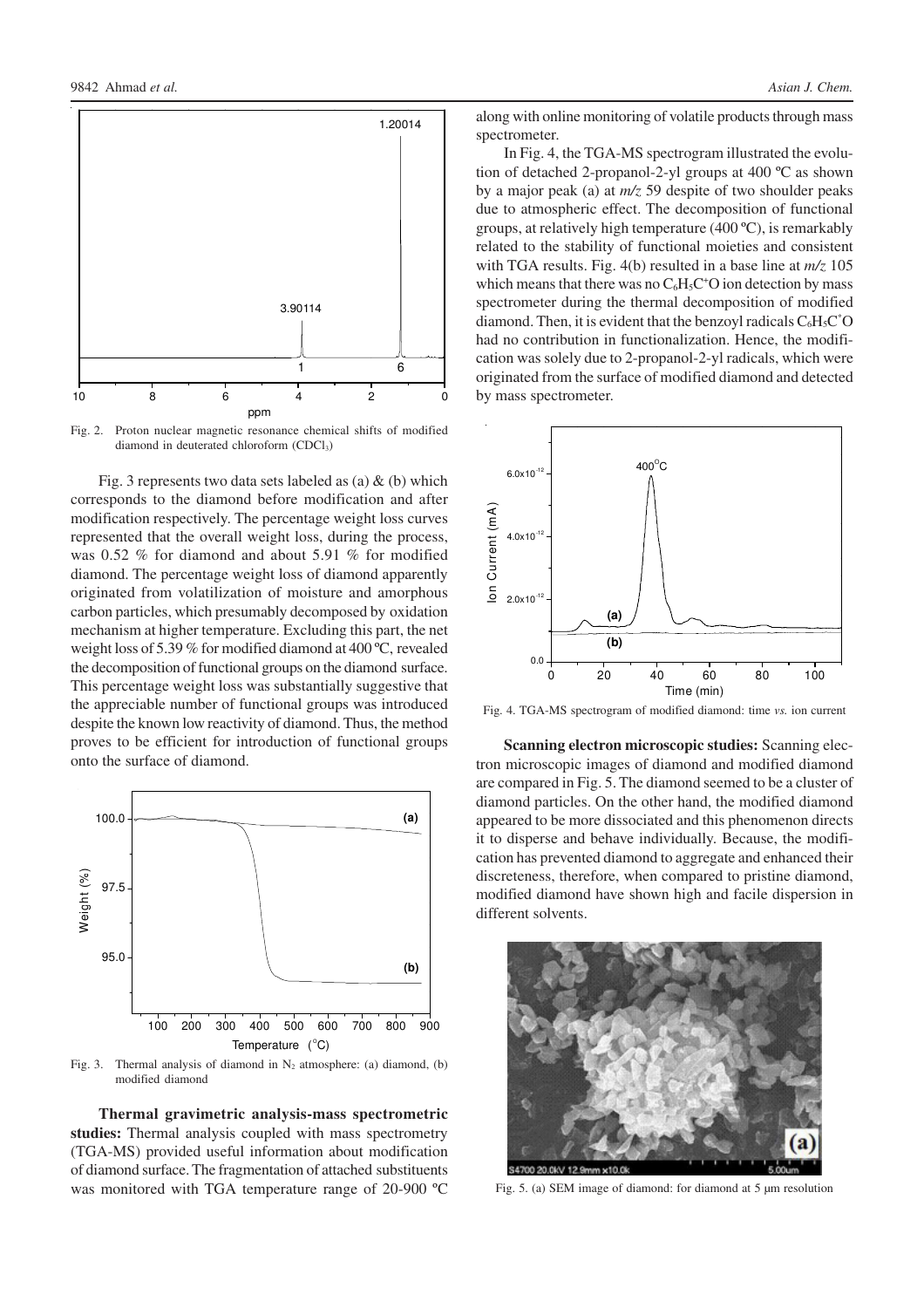Fig. 2. Proton nuclear magnetic resonance chemical shifts of modified diamond in deuterated chloroform ($CDCl_3$)

Fig. 3 represents two data sets labeled as (a) & (b) which corresponds to the diamond before modification and after modification respectively. The percentage weight loss curves represented that the overall weight loss, during the process, was 0.52 % for diamond and about 5.91 % for modified diamond. The percentage weight loss of diamond apparently originated from volatilization of moisture and amorphous carbon particles, which presumably decomposed by oxidation mechanism at higher temperature. Excluding this part, the net weight loss of 5.39 % for modified diamond at 400 ºC, revealed the decomposition of functional groups on the diamond surface. This percentage weight loss was substantially suggestive that the appreciable number of functional groups was introduced despite the known low reactivity of diamond. Thus, the method proves to be efficient for introduction of functional groups onto the surface of diamond.

Fig. 3. Thermal analysis of diamond in $N_2$ atmosphere: (a) diamond, (b) modified diamond

**Thermal gravimetric analysis-mass spectrometric studies:** Thermal analysis coupled with mass spectrometry (TGA-MS) provided useful information about modification of diamond surface. The fragmentation of attached substituents was monitored with TGA temperature range of 20-900 ºC along with online monitoring of volatile products through mass spectrometer.

In Fig. 4, the TGA-MS spectrogram illustrated the evolution of detached 2-propanol-2-yl groups at 400 ºC as shown by a major peak (a) at *m/z* 59 despite of two shoulder peaks due to atmospheric effect. The decomposition of functional groups, at relatively high temperature (400 ºC), is remarkably related to the stability of functional moieties and consistent with TGA results. Fig. 4(b) resulted in a base line at *m/z* 105 which means that there was no $C_6H_5C^+O$ ion detection by mass spectrometer during the thermal decomposition of modified diamond. Then, it is evident that the benzoyl radicals $C_6H_5C^{\bullet}O$ had no contribution in functionalization. Hence, the modification was solely due to 2-propanol-2-yl radicals, which were originated from the surface of modified diamond and detected by mass spectrometer.

Fig. 4. TGA-MS spectrogram of modified diamond: time *vs.* ion current

**Scanning electron microscopic studies:** Scanning electron microscopic images of diamond and modified diamond are compared in Fig. 5. The diamond seemed to be a cluster of diamond particles. On the other hand, the modified diamond appeared to be more dissociated and this phenomenon directs it to disperse and behave individually. Because, the modification has prevented diamond to aggregate and enhanced their discreteness, therefore, when compared to pristine diamond, modified diamond have shown high and facile dispersion in different solvents.

Fig. 5. (a) SEM image of diamond: for diamond at 5 µm resolution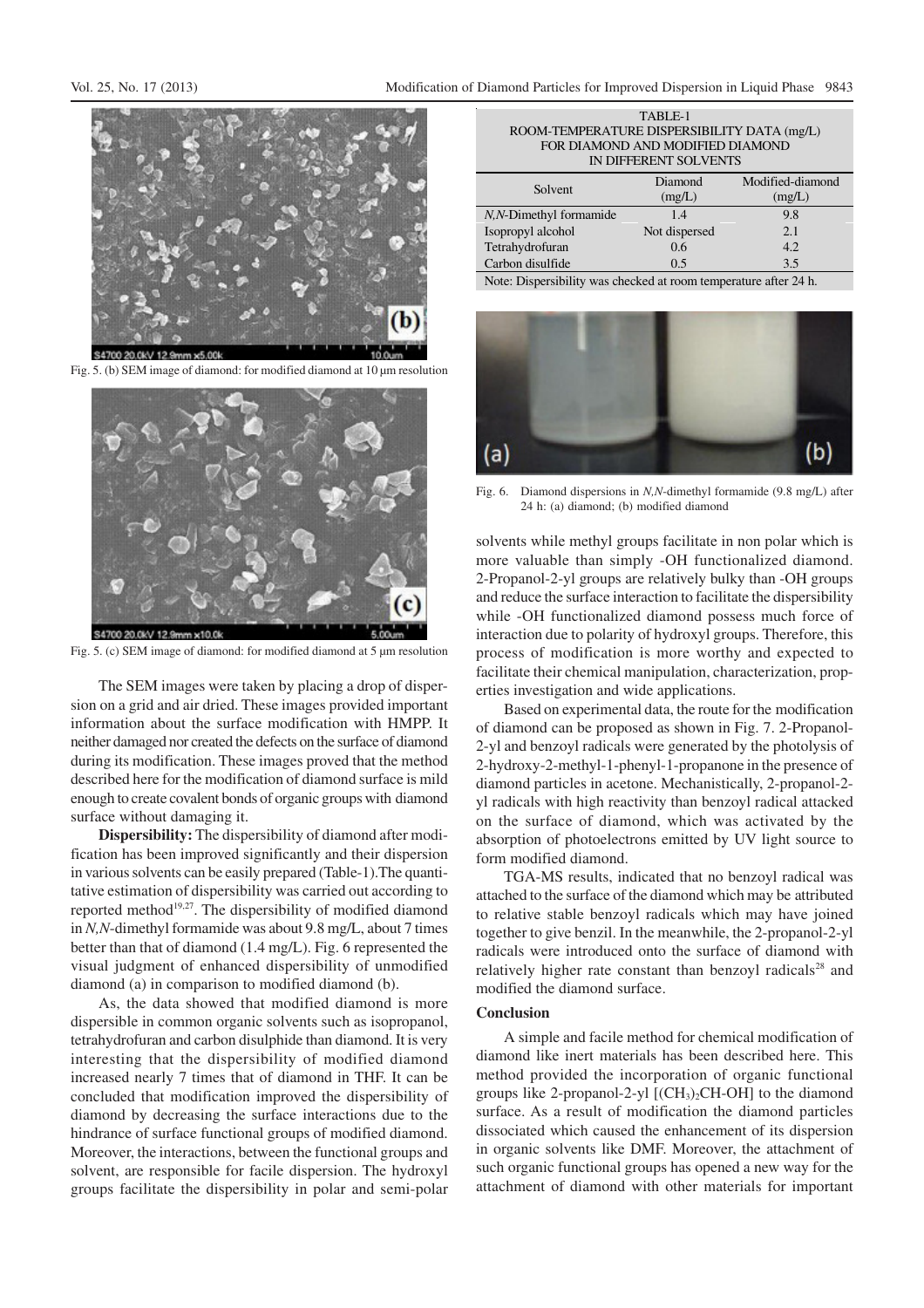Fig. 5. (b) SEM image of diamond: for modified diamond at 10 μm resolution

Fig. 5. (c) SEM image of diamond: for modified diamond at 5 μm resolution

The SEM images were taken by placing a drop of dispersion on a grid and air dried. These images provided important information about the surface modification with HMPP. It neither damaged nor created the defects on the surface of diamond during its modification. These images proved that the method described here for the modification of diamond surface is mild enough to create covalent bonds of organic groups with diamond surface without damaging it.

**Dispersibility:** The dispersibility of diamond after modification has been improved significantly and their dispersion in various solvents can be easily prepared (Table-1).The quantitative estimation of dispersibility was carried out according to reported method[19,27]. The dispersibility of modified diamond in *N,N*-dimethyl formamide was about 9.8 mg/L, about 7 times better than that of diamond (1.4 mg/L). Fig. 6 represented the visual judgment of enhanced dispersibility of unmodified diamond (a) in comparison to modified diamond (b).

As, the data showed that modified diamond is more dispersible in common organic solvents such as isopropanol, tetrahydrofuran and carbon disulphide than diamond. It is very interesting that the dispersibility of modified diamond increased nearly 7 times that of diamond in THF. It can be concluded that modification improved the dispersibility of diamond by decreasing the surface interactions due to the hindrance of surface functional groups of modified diamond. Moreover, the interactions, between the functional groups and solvent, are responsible for facile dispersion. The hydroxyl groups facilitate the dispersibility in polar and semi-polar solvents while methyl groups facilitate in non polar which is more valuable than simply -OH functionalized diamond. 2-Propanol-2-yl groups are relatively bulky than -OH groups and reduce the surface interaction to facilitate the dispersibility while -OH functionalized diamond possess much force of interaction due to polarity of hydroxyl groups. Therefore, this process of modification is more worthy and expected to facilitate their chemical manipulation, characterization, properties investigation and wide applications.

TABLE-1
ROOM-TEMPERATURE DISPERSIBILITY DATA (mg/L) FOR DIAMOND AND MODIFIED DIAMOND IN DIFFERENT SOLVENTS

| Solvent | Diamond (mg/L) | Modified-diamond (mg/L) |
|---|---|---|
| *N,N*-Dimethyl formamide | 1.4 | 9.8 |
| Isopropyl alcohol | Not dispersed | 2.1 |
| Tetrahydrofuran | 0.6 | 4.2 |
| Carbon disulfide | 0.5 | 3.5 |

Note: Dispersibility was checked at room temperature after 24 h.

Fig. 6. Diamond dispersions in *N,N*-dimethyl formamide (9.8 mg/L) after 24 h: (a) diamond; (b) modified diamond

Based on experimental data, the route for the modification of diamond can be proposed as shown in Fig. 7. 2-Propanol-2-yl and benzoyl radicals were generated by the photolysis of 2-hydroxy-2-methyl-1-phenyl-1-propanone in the presence of diamond particles in acetone. Mechanistically, 2-propanol-2-yl radicals with high reactivity than benzoyl radical attacked on the surface of diamond, which was activated by the absorption of photoelectrons emitted by UV light source to form modified diamond.

TGA-MS results, indicated that no benzoyl radical was attached to the surface of the diamond which may be attributed to relative stable benzoyl radicals which may have joined together to give benzil. In the meanwhile, the 2-propanol-2-yl radicals were introduced onto the surface of diamond with relatively higher rate constant than benzoyl radicals[28] and modified the diamond surface.

## Conclusion

A simple and facile method for chemical modification of diamond like inert materials has been described here. This method provided the incorporation of organic functional groups like 2-propanol-2-yl [$(CH_3)_2CH\text{-}OH$] to the diamond surface. As a result of modification the diamond particles dissociated which caused the enhancement of its dispersion in organic solvents like DMF. Moreover, the attachment of such organic functional groups has opened a new way for the attachment of diamond with other materials for important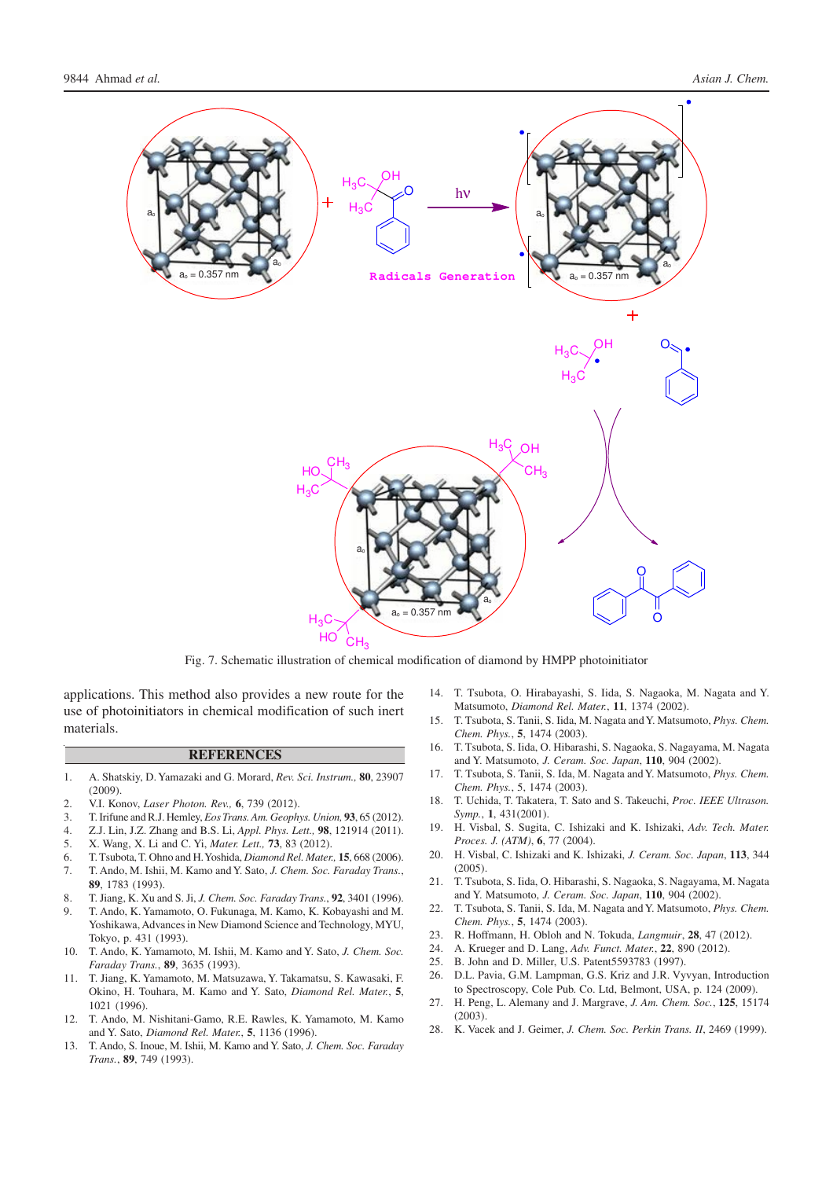Fig. 7. Schematic illustration of chemical modification of diamond by HMPP photoinitiator

applications. This method also provides a new route for the use of photoinitiators in chemical modification of such inert materials.

## REFERENCES

1. A. Shatskiy, D. Yamazaki and G. Morard, *Rev. Sci. Instrum.*, **80**, 23907 (2009).
2. V.I. Konov, *Laser Photon. Rev.*, **6**, 739 (2012).
3. T. Irifune and R.J. Hemley, *Eos Trans. Am. Geophys. Union*, **93**, 65 (2012).
4. Z.J. Lin, J.Z. Zhang and B.S. Li, *Appl. Phys. Lett.*, **98**, 121914 (2011).
5. X. Wang, X. Li and C. Yi, *Mater. Lett.*, **73**, 83 (2012).
6. T. Tsubota, T. Ohno and H. Yoshida, *Diamond Rel. Mater.*, **15**, 668 (2006).
7. T. Ando, M. Ishii, M. Kamo and Y. Sato, *J. Chem. Soc. Faraday Trans.*, **89**, 1783 (1993).
8. T. Jiang, K. Xu and S. Ji, *J. Chem. Soc. Faraday Trans.*, **92**, 3401 (1996).
9. T. Ando, K. Yamamoto, O. Fukunaga, M. Kamo, K. Kobayashi and M. Yoshikawa, Advances in New Diamond Science and Technology, MYU, Tokyo, p. 431 (1993).
10. T. Ando, K. Yamamoto, M. Ishii, M. Kamo and Y. Sato, *J. Chem. Soc. Faraday Trans.*, **89**, 3635 (1993).
11. T. Jiang, K. Yamamoto, M. Matsuzawa, Y. Takamatsu, S. Kawasaki, F. Okino, H. Touhara, M. Kamo and Y. Sato, *Diamond Rel. Mater.*, **5**, 1021 (1996).
12. T. Ando, M. Nishitani-Gamo, R.E. Rawles, K. Yamamoto, M. Kamo and Y. Sato, *Diamond Rel. Mater.*, **5**, 1136 (1996).
13. T. Ando, S. Inoue, M. Ishii, M. Kamo and Y. Sato, *J. Chem. Soc. Faraday Trans.*, **89**, 749 (1993).
14. T. Tsubota, O. Hirabayashi, S. Iida, S. Nagaoka, M. Nagata and Y. Matsumoto, *Diamond Rel. Mater.*, **11**, 1374 (2002).
15. T. Tsubota, S. Tanii, S. Iida, M. Nagata and Y. Matsumoto, *Phys. Chem. Chem. Phys.*, **5**, 1474 (2003).
16. T. Tsubota, S. Iida, O. Hibarashi, S. Nagaoka, S. Nagayama, M. Nagata and Y. Matsumoto, *J. Ceram. Soc. Japan*, **110**, 904 (2002).
17. T. Tsubota, S. Tanii, S. Ida, M. Nagata and Y. Matsumoto, *Phys. Chem. Chem. Phys.*, 5, 1474 (2003).
18. T. Uchida, T. Takatera, T. Sato and S. Takeuchi, *Proc. IEEE Ultrason. Symp.*, **1**, 431(2001).
19. H. Visbal, S. Sugita, C. Ishizaki and K. Ishizaki, *Adv. Tech. Mater. Proces. J. (ATM)*, **6**, 77 (2004).
20. H. Visbal, C. Ishizaki and K. Ishizaki, *J. Ceram. Soc. Japan*, **113**, 344 (2005).
21. T. Tsubota, S. Iida, O. Hibarashi, S. Nagaoka, S. Nagayama, M. Nagata and Y. Matsumoto, *J. Ceram. Soc. Japan*, **110**, 904 (2002).
22. T. Tsubota, S. Tanii, S. Ida, M. Nagata and Y. Matsumoto, *Phys. Chem. Chem. Phys.*, **5**, 1474 (2003).
23. R. Hoffmann, H. Obloh and N. Tokuda, *Langmuir*, **28**, 47 (2012).
24. A. Krueger and D. Lang, *Adv. Funct. Mater.*, **22**, 890 (2012).
25. B. John and D. Miller, U.S. Patent5593783 (1997).
26. D.L. Pavia, G.M. Lampman, G.S. Kriz and J.R. Vyvyan, Introduction to Spectroscopy, Cole Pub. Co. Ltd, Belmont, USA, p. 124 (2009).
27. H. Peng, L. Alemany and J. Margrave, *J. Am. Chem. Soc.*, **125**, 15174 (2003).
28. K. Vacek and J. Geimer, *J. Chem. Soc. Perkin Trans. II*, 2469 (1999).